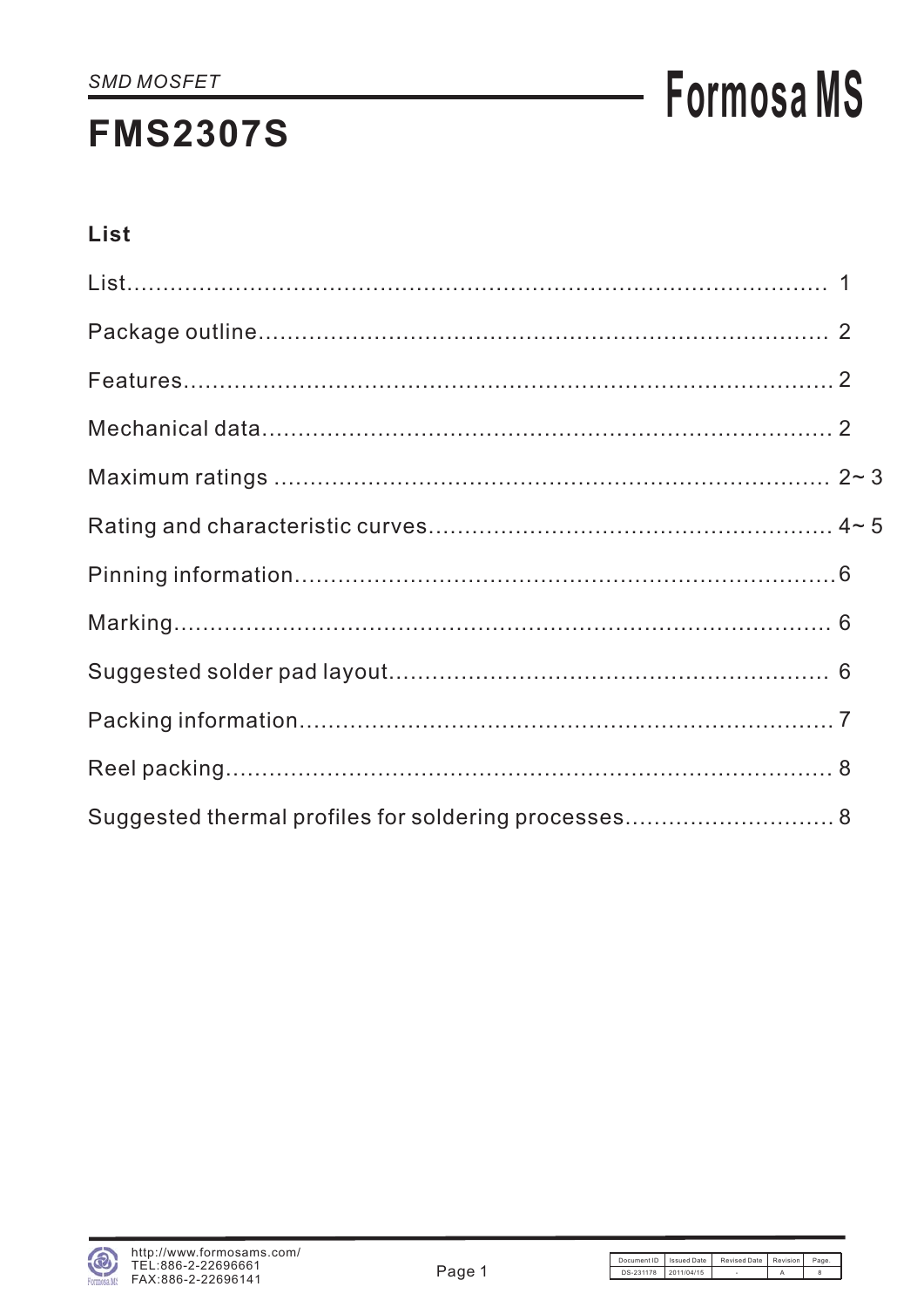SMD MOSFET

# FMS2307S

Formosa MS

## List

| Section | Page |
|---|---|
| List | 1 |
| Package outline | 2 |
| Features | 2 |
| Mechanical data | 2 |
| Maximum ratings | 2~ 3 |
| Rating and characteristic curves | 4~ 5 |
| Pinning information | 6 |
| Marking | 6 |
| Suggested solder pad layout | 6 |
| Packing information | 7 |
| Reel packing | 8 |
| Suggested thermal profiles for soldering processes | 8 |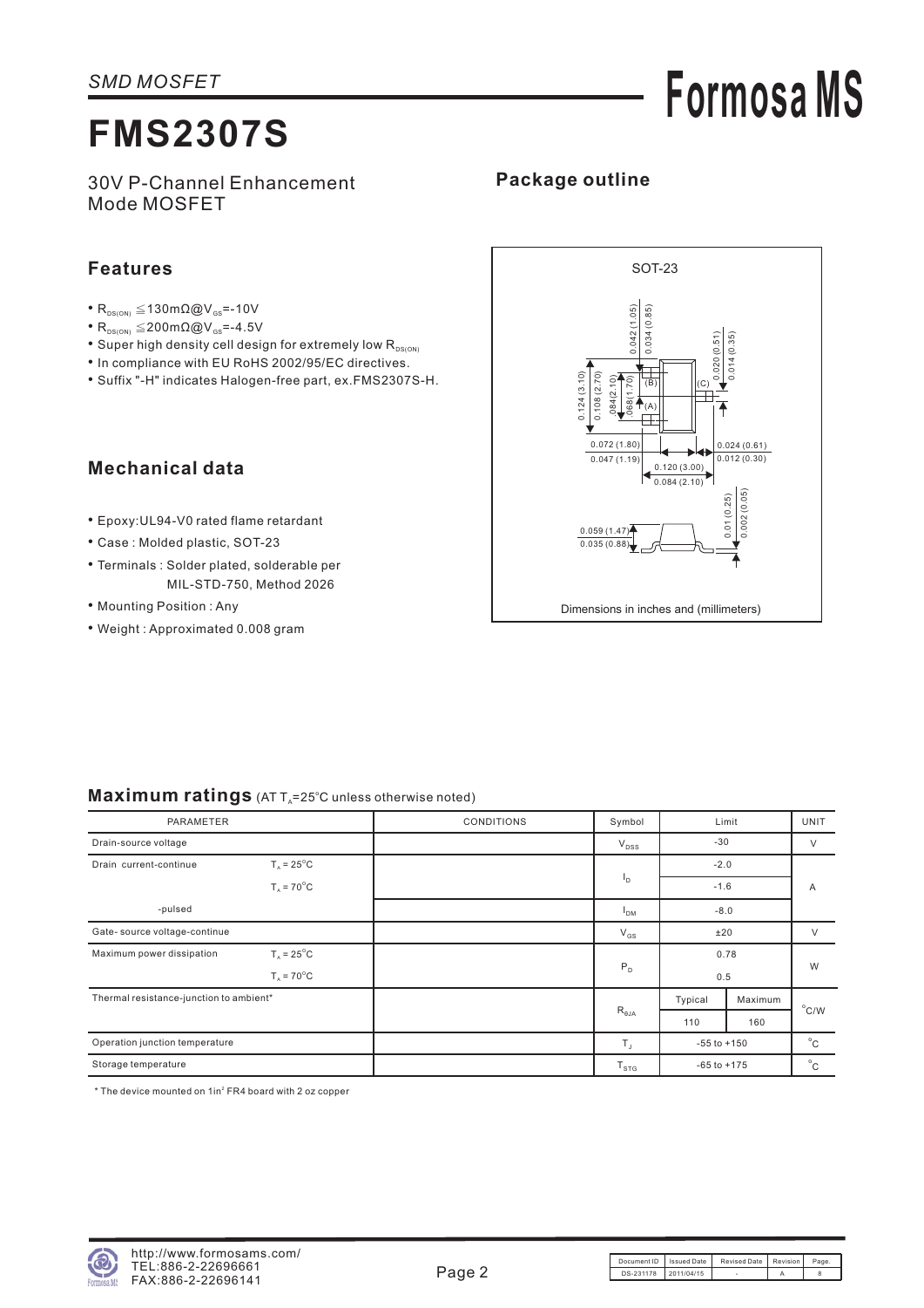SMD MOSFET

# FMS2307S

30V P-Channel Enhancement Mode MOSFET

## Features

- $R_{DS(ON)} \leqq 130m\Omega @ V_{GS}=-10V$
- $R_{DS(ON)} \leqq 200m\Omega @ V_{GS}=-4.5V$
- Super high density cell design for extremely low $R_{DS(ON)}$
- In compliance with EU RoHS 2002/95/EC directives.
- Suffix "-H" indicates Halogen-free part, ex.FMS2307S-H.

## Mechanical data

- Epoxy:UL94-V0 rated flame retardant
- Case : Molded plastic, SOT-23
- Terminals : Solder plated, solderable per MIL-STD-750, Method 2026
- Mounting Position : Any
- Weight : Approximated 0.008 gram

## Package outline

SOT-23

0.042 (1.05)
0.034 (0.85)
0.020 (0.51)
0.014 (0.35)
0.124 (3.10)
0.108 (2.70)
.084(2.10)
.068(1.70)
(B)
(C)
(A)
0.072 (1.80)
0.047 (1.19)
0.024 (0.61)
0.012 (0.30)
0.120 (3.00)
0.084 (2.10)
0.01 (0.25)
0.002 (0.05)
0.059 (1.47)
0.035 (0.88)

Dimensions in inches and (millimeters)

## Maximum ratings (AT $T_A$=25°C unless otherwise noted)

| PARAMETER | | CONDITIONS | Symbol | Limit | | UNIT |
|---|---|---|---|---|---|---|
| Drain-source voltage | | | $V_{DSS}$ | -30 | | V |
| Drain current-continue | $T_A$ = 25°C | | $I_D$ | -2.0 | | A |
| | $T_A$ = 70°C | | | -1.6 | | |
| -pulsed | | | $I_{DM}$ | -8.0 | | |
| Gate- source voltage-continue | | | $V_{GS}$ | ±20 | | V |
| Maximum power dissipation | $T_A$ = 25°C | | $P_D$ | 0.78 | | W |
| | $T_A$ = 70°C | | | 0.5 | | |
| Thermal resistance-junction to ambient* | | | $R_{\theta JA}$ | Typical | Maximum | °C/W |
| | | | | 110 | 160 | |
| Operation junction temperature | | | $T_J$ | -55 to +150 | | °C |
| Storage temperature | | | $T_{STG}$ | -65 to +175 | | °C |

\* The device mounted on 1in² FR4 board with 2 oz copper

http://www.formosams.com/
TEL:886-2-22696661
FAX:886-2-22696141

| Document ID | Issued Date | Revised Date | Revision | Page. |
|---|---|---|---|---|
| DS-231178 | 2011/04/15 | - | A | 8 |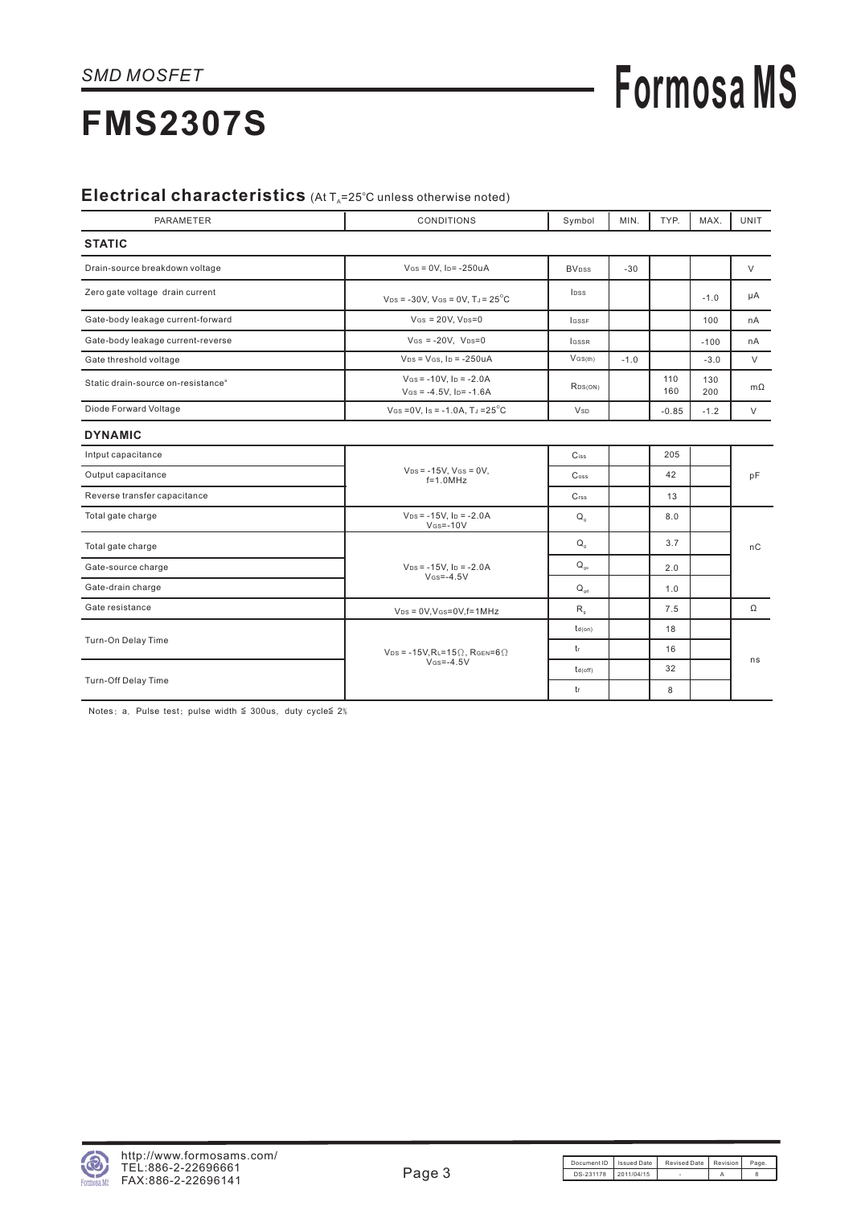*SMD MOSFET*

**Formosa MS**

# FMS2307S

## Electrical characteristics (At $T_A$=25°C unless otherwise noted)

| PARAMETER | CONDITIONS | Symbol | MIN. | TYP. | MAX. | UNIT |
|---|---|---|---|---|---|---|
| **STATIC** | | | | | | |
| Drain-source breakdown voltage | $V_{GS}$ = 0V, $I_D$= -250uA | $BV_{DSS}$ | -30 | | | V |
| Zero gate voltage drain current | $V_{DS}$ = -30V, $V_{GS}$ = 0V, $T_J$ = 25°C | $I_{DSS}$ | | | -1.0 | μA |
| Gate-body leakage current-forward | $V_{GS}$ = 20V, $V_{DS}$=0 | $I_{GSSF}$ | | | 100 | nA |
| Gate-body leakage current-reverse | $V_{GS}$ = -20V, $V_{DS}$=0 | $I_{GSSR}$ | | | -100 | nA |
| Gate threshold voltage | $V_{DS}$ = $V_{GS}$, $I_D$ = -250uA | $V_{GS(th)}$ | -1.0 | | -3.0 | V |
| Static drain-source on-resistance[a] | $V_{GS}$ = -10V, $I_D$ = -2.0A<br>$V_{GS}$ = -4.5V, $I_D$= -1.6A | $R_{DS(ON)}$ | | 110<br>160 | 130<br>200 | mΩ |
| Diode Forward Voltage | $V_{GS}$ =0V, $I_S$ = -1.0A, $T_J$ =25°C | $V_{SD}$ | | -0.85 | -1.2 | V |
| **DYNAMIC** | | | | | | |
| Intput capacitance | $V_{DS}$ = -15V, $V_{GS}$ = 0V, f=1.0MHz | $C_{iss}$ | | 205 | | pF |
| Output capacitance | | $C_{oss}$ | | 42 | | |
| Reverse transfer capacitance | | $C_{rss}$ | | 13 | | |
| Total gate charge | $V_{DS}$ = -15V, $I_D$ = -2.0A $V_{GS}$=-10V | $Q_g$ | | 8.0 | | nC |
| Total gate charge | $V_{DS}$ = -15V, $I_D$ = -2.0A $V_{GS}$=-4.5V | $Q_g$ | | 3.7 | | |
| Gate-source charge | | $Q_{gs}$ | | 2.0 | | |
| Gate-drain charge | | $Q_{gd}$ | | 1.0 | | |
| Gate resistance | $V_{DS}$ = 0V,$V_{GS}$=0V,f=1MHz | $R_g$ | | 7.5 | | Ω |
| Turn-On Delay Time | $V_{DS}$ = -15V,$R_L$=15Ω, $R_{GEN}$=6Ω $V_{GS}$=-4.5V | $t_{d(on)}$ | | 18 | | ns |
| | | $t_r$ | | 16 | | |
| Turn-Off Delay Time | | $t_{d(off)}$ | | 32 | | |
| | | $t_f$ | | 8 | | |

Notes：a. Pulse test：pulse width ≦ 300us, duty cycle≦ 2%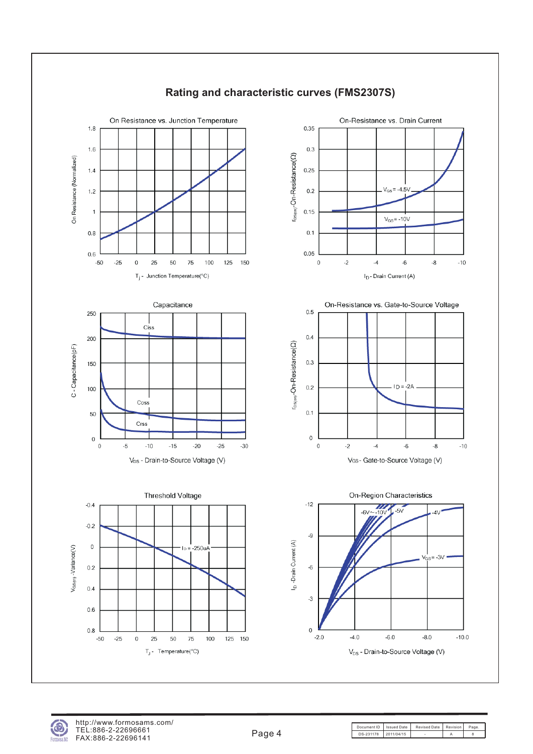# Rating and characteristic curves (FMS2307S)

**On Resistance vs. Junction Temperature**

On Resistance (Normalized)

$T_j$ - Junction Temperature(°C)

**On-Resistance vs. Drain Current**

$r_{DS(on)}$-On-Resistance(Ω)

$V_{GS}$ = -4.5V

$V_{GS}$ = -10V

$I_D$ - Drain Current (A)

**Capacitance**

C - Capacitance(pF)

Ciss

Coss

Crss

$V_{DS}$ - Drain-to-Source Voltage (V)

**On-Resistance vs. Gate-to-Source Voltage**

$r_{DS(on)}$-On-Resistance(Ω)

$I_D$ = -2A

$V_{GS}$ - Gate-to-Source Voltage (V)

**Threshold Voltage**

$V_{GS(th)}$ -Variance(V)

$I_D$ = -250uA

$T_J$ - Temperature(°C)

**On-Region Characteristics**

$I_D$ -Drain Current (A)

-6V~-10V

-5V

-4V

$V_{GS}$= -3V

$V_{DS}$ - Drain-to-Source Voltage (V)

http://www.formosams.com/
TEL:886-2-22696661
FAX:886-2-22696141

| Document ID | Issued Date | Revised Date | Revision | Page. |
|---|---|---|---|---|
| DS-231178 | 2011/04/15 | - | A | 8 |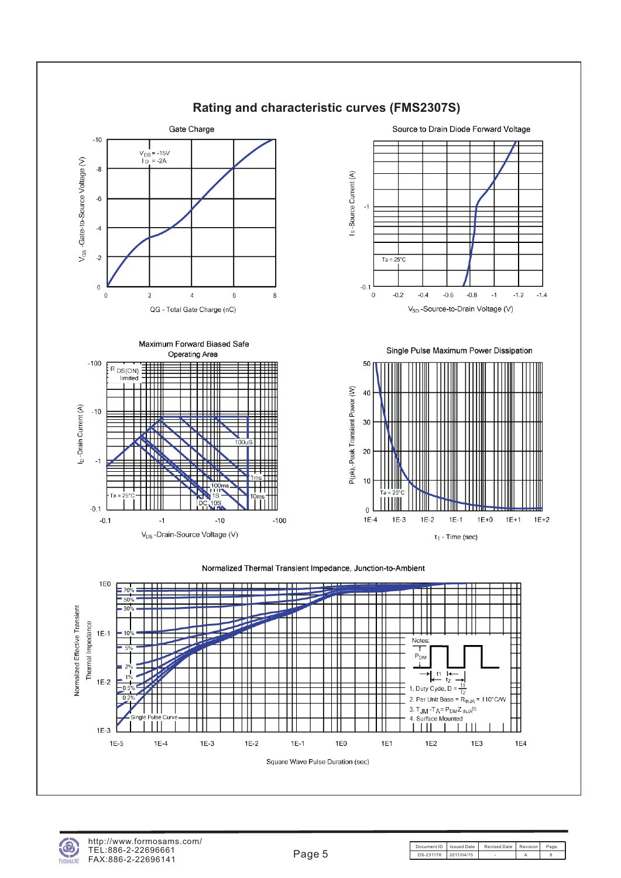# Rating and characteristic curves (FMS2307S)

## Gate Charge

$V_{DS}$ = -15V
$I_D$ = -2A

$V_{GS}$ -Gate-to-Source Voltage (V): 0, -2, -4, -6, -8, -10

QG - Total Gate Charge (nC): 0, 2, 4, 6, 8

## Source to Drain Diode Forward Voltage

Ta = 25°C

$I_S$ -Source Current (A): -0.1, -1

$V_{SD}$ -Source-to-Drain Voltage (V): 0, -0.2, -0.4, -0.6, -0.8, -1, -1.2, -1.4

## Maximum Forward Biased Safe Operating Area

$R_{DS(ON)}$ limited

100uS, 1ms, 10ms, 100ms, 1S, DC 10S

Ta = 25°C

$I_D$ -Drain Current (A): -0.1, -1, -10, -100

$V_{DS}$ -Drain-Source Voltage (V): -0.1, -1, -10, -100

## Single Pulse Maximum Power Dissipation

Ta = 25°C

P(pk) -Peak Transient Power (W): 0, 10, 20, 30, 40, 50

$t_1$ - Time (sec): 1E-4, 1E-3, 1E-2, 1E-1, 1E+0, 1E+1, 1E+2

## Normalized Thermal Transient Impedance, Junction-to-Ambient

70%, 50%, 30%, 10%, 5%, 2%, 1%, 0.5%, 0.2%, Single Pulse Curve

Normalized Effective Transient Thermal Impedance: 1E-3, 1E-2, 1E-1, 1E0

Square Wave Pulse Duration (sec): 1E-5, 1E-4, 1E-3, 1E-2, 1E-1, 1E0, 1E1, 1E2, 1E3, 1E4

Notes:

$P_{DM}$

$t_1$, $t_2$

1. Duty Cycle, D = $\frac{t_1}{t_2}$
2. Per Unit Base = $R_{thJA}$ = 110°C/W
3. $T_{JM} - T_A = P_{DM} Z_{thJA}(t)$
4. Surface Mounted

http://www.formosams.com/
TEL:886-2-22696661
FAX:886-2-22696141

| Document ID | Issued Date | Revised Date | Revision | Page. |
|---|---|---|---|---|
| DS-231178 | 2011/04/15 | - | A | 8 |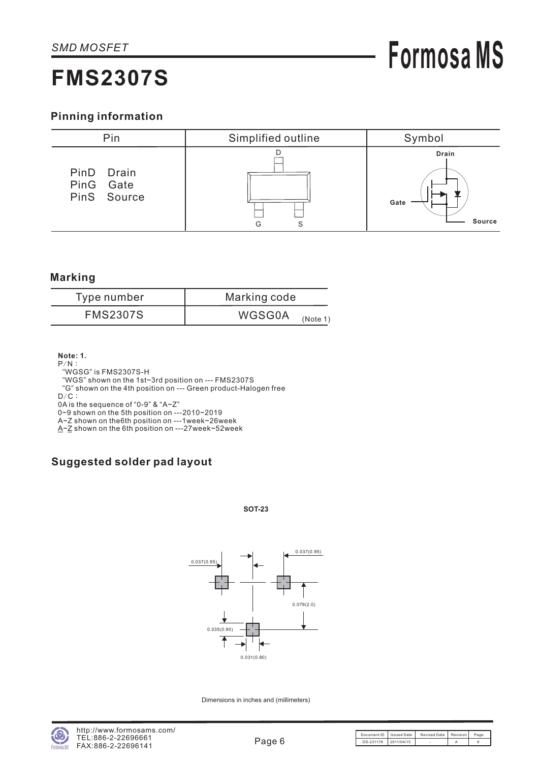*SMD MOSFET*

# FMS2307S

## Pinning information

| Pin | Simplified outline | Symbol |
|---|---|---|
| PinD Drain<br>PinG Gate<br>PinS Source | | |

## Marking

| Type number | Marking code |
|---|---|
| FMS2307S | WGSG0A (Note 1) |

**Note: 1.**
P/N :
"WGSG" is FMS2307S-H
"WGS" shown on the 1st~3rd position on --- FMS2307S
"G" shown on the 4th position on --- Green product-Halogen free
D/C :
0A is the sequence of "0-9" & "A~Z"
0~9 shown on the 5th position on ---2010~2019
A~Z shown on the6th position on ---1week~26week
A~Z shown on the 6th position on ---27week~52week

## Suggested solder pad layout

SOT-23

0.037(0.95)
0.037(0.95)
0.079(2.0)
0.035(0.90)
0.031(0.80)

Dimensions in inches and (millimeters)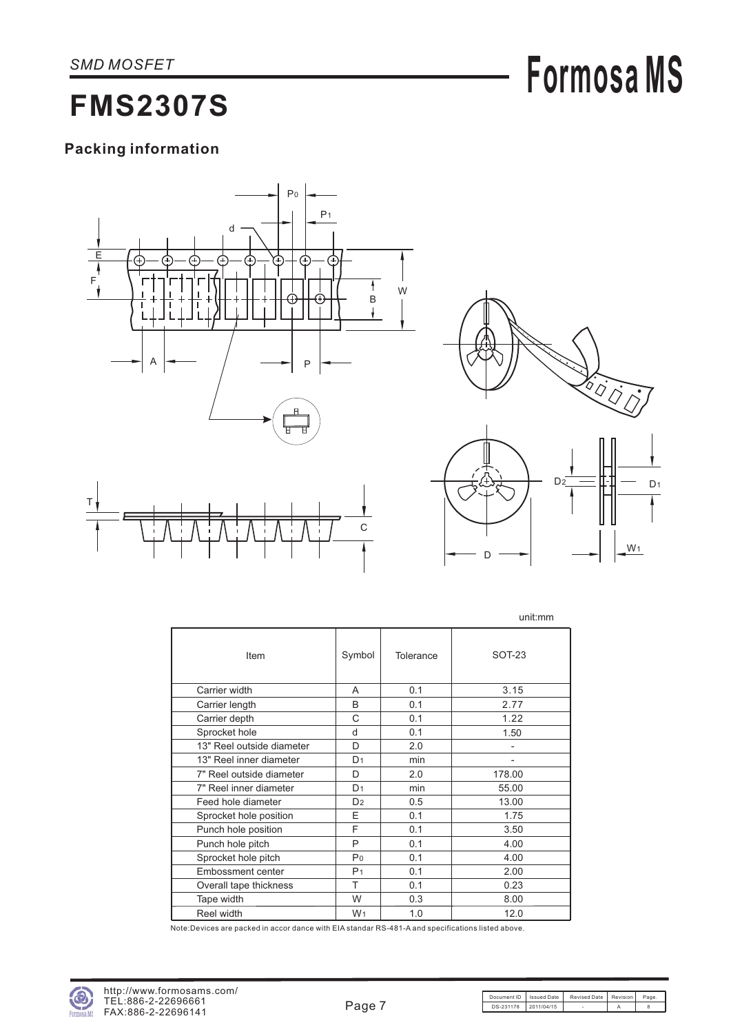# FMS2307S

## Packing information

unit:mm

| Item | Symbol | Tolerance | SOT-23 |
|---|---|---|---|
| Carrier width | A | 0.1 | 3.15 |
| Carrier length | B | 0.1 | 2.77 |
| Carrier depth | C | 0.1 | 1.22 |
| Sprocket hole | d | 0.1 | 1.50 |
| 13" Reel outside diameter | D | 2.0 | - |
| 13" Reel inner diameter | $D_1$ | min | - |
| 7" Reel outside diameter | D | 2.0 | 178.00 |
| 7" Reel inner diameter | $D_1$ | min | 55.00 |
| Feed hole diameter | $D_2$ | 0.5 | 13.00 |
| Sprocket hole position | E | 0.1 | 1.75 |
| Punch hole position | F | 0.1 | 3.50 |
| Punch hole pitch | P | 0.1 | 4.00 |
| Sprocket hole pitch | $P_0$ | 0.1 | 4.00 |
| Embossment center | $P_1$ | 0.1 | 2.00 |
| Overall tape thickness | T | 0.1 | 0.23 |
| Tape width | W | 0.3 | 8.00 |
| Reel width | $W_1$ | 1.0 | 12.0 |

Note:Devices are packed in accor dance with EIA standar RS-481-A and specifications listed above.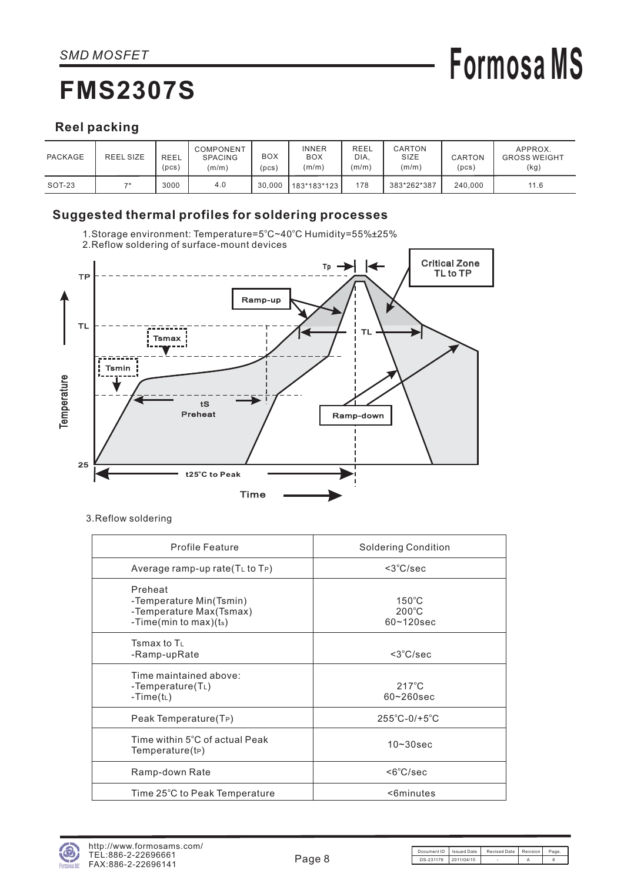*SMD MOSFET*

# FMS2307S

## Reel packing

| PACKAGE | REEL SIZE | REEL (pcs) | COMPONENT SPACING (m/m) | BOX (pcs) | INNER BOX (m/m) | REEL DIA. (m/m) | CARTON SIZE (m/m) | CARTON (pcs) | APPROX. GROSS WEIGHT (kg) |
|---|---|---|---|---|---|---|---|---|---|
| SOT-23 | 7" | 3000 | 4.0 | 30,000 | 183*183*123 | 178 | 383*262*387 | 240,000 | 11.6 |

## Suggested thermal profiles for soldering processes

1.Storage environment: Temperature=5°C~40°C Humidity=55%±25%

2.Reflow soldering of surface-mount devices

TP
TL
Tsmax
Tsmin
25
Temperature
Tp
Critical Zone TL to TP
Ramp-up
TL
tS
Preheat
Ramp-down
t25°C to Peak
Time

3.Reflow soldering

| Profile Feature | Soldering Condition |
|---|---|
| Average ramp-up rate($T_L$ to $T_P$) | <3°C/sec |
| Preheat<br>-Temperature Min(Tsmin)<br>-Temperature Max(Tsmax)<br>-Time(min to max)($t_s$) | 150°C<br>200°C<br>60~120sec |
| Tsmax to $T_L$<br>-Ramp-upRate | <3°C/sec |
| Time maintained above:<br>-Temperature($T_L$)<br>-Time($t_L$) | 217°C<br>60~260sec |
| Peak Temperature($T_P$) | 255°C-0/+5°C |
| Time within 5°C of actual Peak Temperature($t_P$) | 10~30sec |
| Ramp-down Rate | <6°C/sec |
| Time 25°C to Peak Temperature | <6minutes |